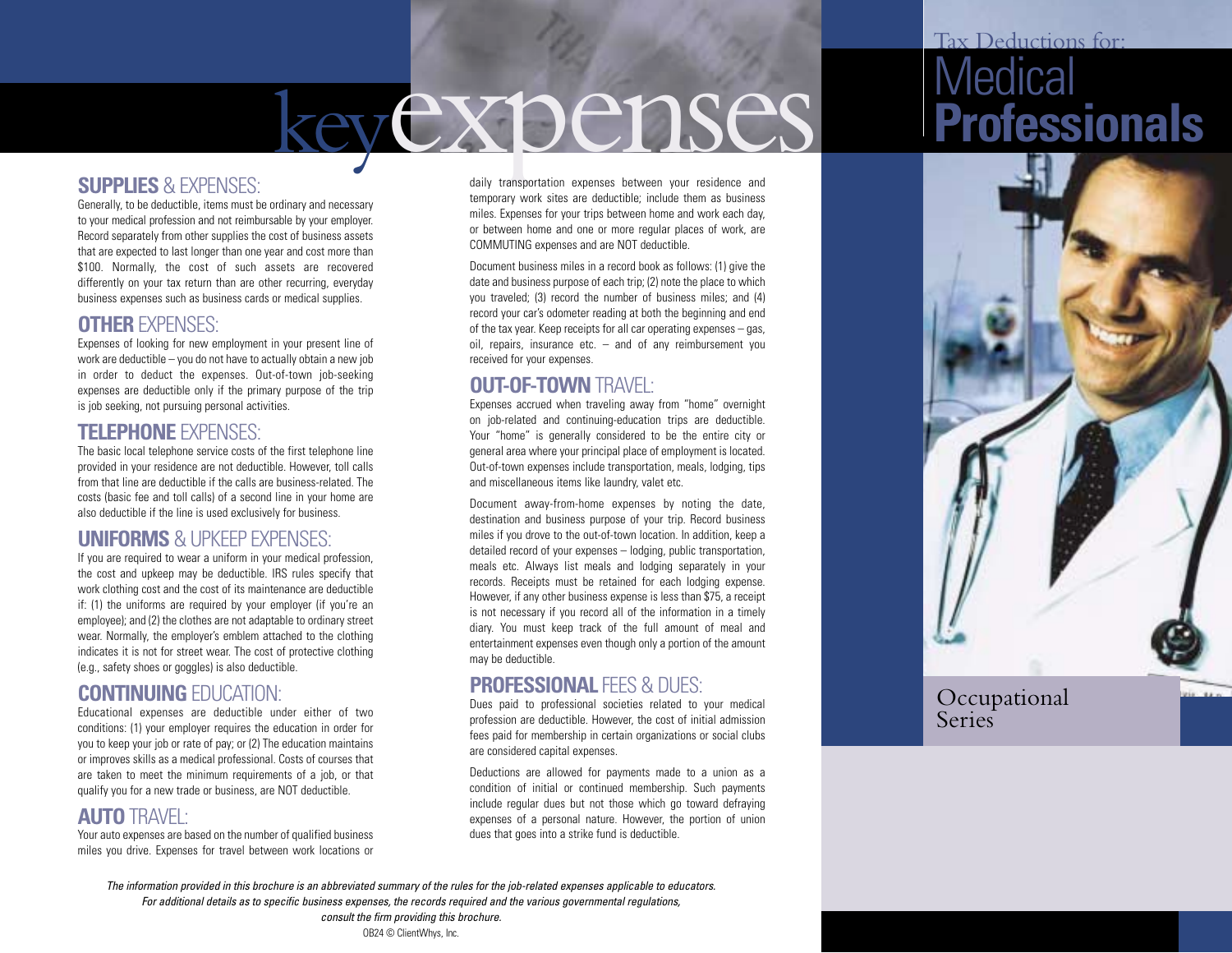# Tax Deductions for: Medical Professionals

Occupational Series

# key expenses

## SUPPLIES & EXPENSES:

Generally, to be deductible, items must be ordinary and necessary to your medical profession and not reimbursable by your employer. Record separately from other supplies the cost of business assets that are expected to last longer than one year and cost more than $100. Normally, the cost of such assets are recovered differently on your tax return than are other recurring, everyday business expenses such as business cards or medical supplies.

## OTHER EXPENSES:

Expenses of looking for new employment in your present line of work are deductible – you do not have to actually obtain a new job in order to deduct the expenses. Out-of-town job-seeking expenses are deductible only if the primary purpose of the trip is job seeking, not pursuing personal activities.

## TELEPHONE EXPENSES:

The basic local telephone service costs of the first telephone line provided in your residence are not deductible. However, toll calls from that line are deductible if the calls are business-related. The costs (basic fee and toll calls) of a second line in your home are also deductible if the line is used exclusively for business.

## UNIFORMS & UPKEEP EXPENSES:

If you are required to wear a uniform in your medical profession, the cost and upkeep may be deductible. IRS rules specify that work clothing cost and the cost of its maintenance are deductible if: (1) the uniforms are required by your employer (if you're an employee); and (2) the clothes are not adaptable to ordinary street wear. Normally, the employer's emblem attached to the clothing indicates it is not for street wear. The cost of protective clothing (e.g., safety shoes or goggles) is also deductible.

## CONTINUING EDUCATION:

Educational expenses are deductible under either of two conditions: (1) your employer requires the education in order for you to keep your job or rate of pay; or (2) The education maintains or improves skills as a medical professional. Costs of courses that are taken to meet the minimum requirements of a job, or that qualify you for a new trade or business, are NOT deductible.

## AUTO TRAVEL:

Your auto expenses are based on the number of qualified business miles you drive. Expenses for travel between work locations or daily transportation expenses between your residence and temporary work sites are deductible; include them as business miles. Expenses for your trips between home and work each day, or between home and one or more regular places of work, are COMMUTING expenses and are NOT deductible.

Document business miles in a record book as follows: (1) give the date and business purpose of each trip; (2) note the place to which you traveled; (3) record the number of business miles; and (4) record your car's odometer reading at both the beginning and end of the tax year. Keep receipts for all car operating expenses – gas, oil, repairs, insurance etc. – and of any reimbursement you received for your expenses.

## OUT-OF-TOWN TRAVEL:

Expenses accrued when traveling away from "home" overnight on job-related and continuing-education trips are deductible. Your "home" is generally considered to be the entire city or general area where your principal place of employment is located. Out-of-town expenses include transportation, meals, lodging, tips and miscellaneous items like laundry, valet etc.

Document away-from-home expenses by noting the date, destination and business purpose of your trip. Record business miles if you drove to the out-of-town location. In addition, keep a detailed record of your expenses – lodging, public transportation, meals etc. Always list meals and lodging separately in your records. Receipts must be retained for each lodging expense. However, if any other business expense is less than $75, a receipt is not necessary if you record all of the information in a timely diary. You must keep track of the full amount of meal and entertainment expenses even though only a portion of the amount may be deductible.

## PROFESSIONAL FEES & DUES:

Dues paid to professional societies related to your medical profession are deductible. However, the cost of initial admission fees paid for membership in certain organizations or social clubs are considered capital expenses.

Deductions are allowed for payments made to a union as a condition of initial or continued membership. Such payments include regular dues but not those which go toward defraying expenses of a personal nature. However, the portion of union dues that goes into a strike fund is deductible.

*The information provided in this brochure is an abbreviated summary of the rules for the job-related expenses applicable to educators. For additional details as to specific business expenses, the records required and the various governmental regulations, consult the firm providing this brochure.*

OB24 © ClientWhys, Inc.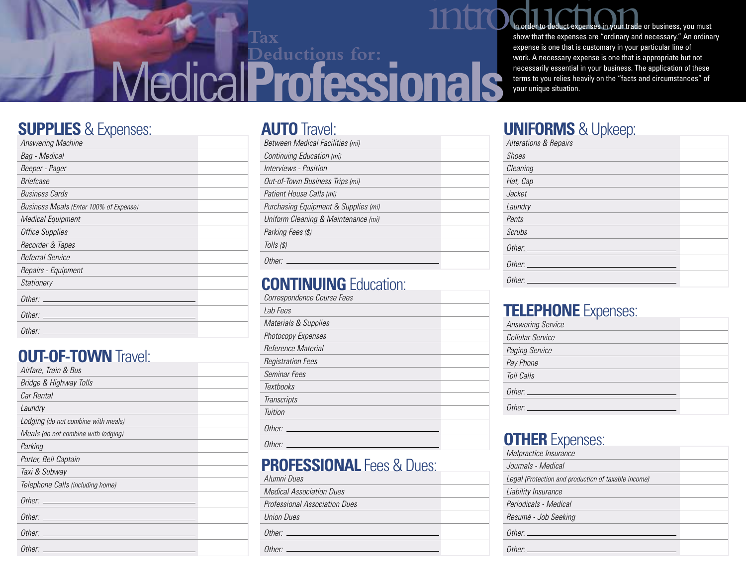# Tax Deductions for: Medical Professionals

## introduction

In order to deduct expenses in your trade or business, you must show that the expenses are "ordinary and necessary." An ordinary expense is one that is customary in your particular line of work. A necessary expense is one that is appropriate but not necessarily essential in your business. The application of these terms to you relies heavily on the "facts and circumstances" of your unique situation.

## SUPPLIES & Expenses:

| | |
|---|---|
| *Answering Machine* | |
| *Bag - Medical* | |
| *Beeper - Pager* | |
| *Briefcase* | |
| *Business Cards* | |
| *Business Meals (Enter 100% of Expense)* | |
| *Medical Equipment* | |
| *Office Supplies* | |
| *Recorder & Tapes* | |
| *Referral Service* | |
| *Repairs - Equipment* | |
| *Stationery* | |
| *Other:* ______ | |
| *Other:* ______ | |
| *Other:* ______ | |

## OUT-OF-TOWN Travel:

| | |
|---|---|
| *Airfare, Train & Bus* | |
| *Bridge & Highway Tolls* | |
| *Car Rental* | |
| *Laundry* | |
| *Lodging (do not combine with meals)* | |
| *Meals (do not combine with lodging)* | |
| *Parking* | |
| *Porter, Bell Captain* | |
| *Taxi & Subway* | |
| *Telephone Calls (including home)* | |
| *Other:* ______ | |
| *Other:* ______ | |
| *Other:* ______ | |
| *Other:* ______ | |

## AUTO Travel:

| | |
|---|---|
| *Between Medical Facilities (mi)* | |
| *Continuing Education (mi)* | |
| *Interviews - Position* | |
| *Out-of-Town Business Trips (mi)* | |
| *Patient House Calls (mi)* | |
| *Purchasing Equipment & Supplies (mi)* | |
| *Uniform Cleaning & Maintenance (mi)* | |
| *Parking Fees ($)* | |
| *Tolls ($)* | |
| *Other:* ______ | |

## CONTINUING Education:

| | |
|---|---|
| *Correspondence Course Fees* | |
| *Lab Fees* | |
| *Materials & Supplies* | |
| *Photocopy Expenses* | |
| *Reference Material* | |
| *Registration Fees* | |
| *Seminar Fees* | |
| *Textbooks* | |
| *Transcripts* | |
| *Tuition* | |
| *Other:* ______ | |
| *Other:* ______ | |

## PROFESSIONAL Fees & Dues:

| | |
|---|---|
| *Alumni Dues* | |
| *Medical Association Dues* | |
| *Professional Association Dues* | |
| *Union Dues* | |
| *Other:* ______ | |
| *Other:* ______ | |

## UNIFORMS & Upkeep:

| | |
|---|---|
| *Alterations & Repairs* | |
| *Shoes* | |
| *Cleaning* | |
| *Hat, Cap* | |
| *Jacket* | |
| *Laundry* | |
| *Pants* | |
| *Scrubs* | |
| *Other:* ______ | |
| *Other:* ______ | |
| *Other:* ______ | |

## TELEPHONE Expenses:

| | |
|---|---|
| *Answering Service* | |
| *Cellular Service* | |
| *Paging Service* | |
| *Pay Phone* | |
| *Toll Calls* | |
| *Other:* ______ | |
| *Other:* ______ | |

## OTHER Expenses:

| | |
|---|---|
| *Malpractice Insurance* | |
| *Journals - Medical* | |
| *Legal (Protection and production of taxable income)* | |
| *Liability Insurance* | |
| *Periodicals - Medical* | |
| *Resumé - Job Seeking* | |
| *Other:* ______ | |
| *Other:* ______ | |